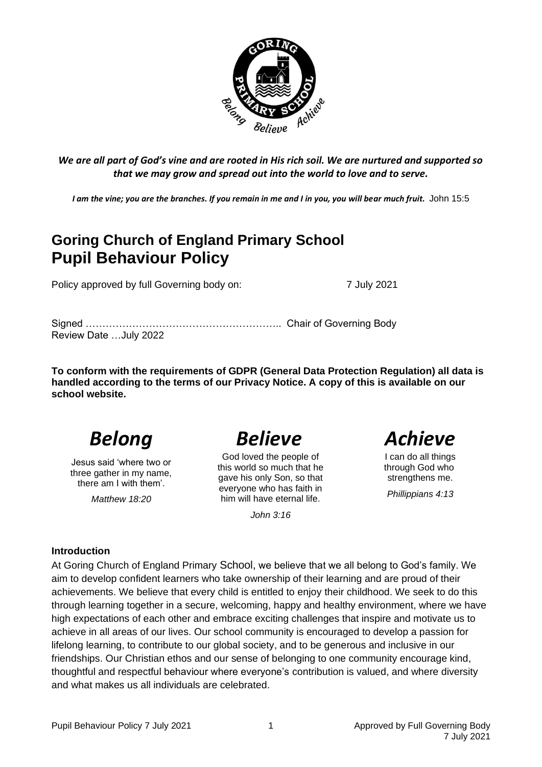*We are all part of God's vine and are rooted in His rich soil. We are nurtured and supported so that we may grow and spread out into the world to love and to serve.*

***I am the vine; you are the branches. If you remain in me and I in you, you will bear much fruit.*** John 15:5

# Goring Church of England Primary School
# Pupil Behaviour Policy

Policy approved by full Governing body on: 7 July 2021

Signed ………………………………………………….. Chair of Governing Body
Review Date …July 2022

**To conform with the requirements of GDPR (General Data Protection Regulation) all data is handled according to the terms of our Privacy Notice. A copy of this is available on our school website.**

## *Belong*

Jesus said 'where two or three gather in my name, there am I with them'.

*Matthew 18:20*

## *Believe*

God loved the people of this world so much that he gave his only Son, so that everyone who has faith in him will have eternal life.

*John 3:16*

## *Achieve*

I can do all things through God who strengthens me.

*Phillippians 4:13*

### Introduction

At Goring Church of England Primary School, we believe that we all belong to God's family. We aim to develop confident learners who take ownership of their learning and are proud of their achievements. We believe that every child is entitled to enjoy their childhood. We seek to do this through learning together in a secure, welcoming, happy and healthy environment, where we have high expectations of each other and embrace exciting challenges that inspire and motivate us to achieve in all areas of our lives. Our school community is encouraged to develop a passion for lifelong learning, to contribute to our global society, and to be generous and inclusive in our friendships. Our Christian ethos and our sense of belonging to one community encourage kind, thoughtful and respectful behaviour where everyone's contribution is valued, and where diversity and what makes us all individuals are celebrated.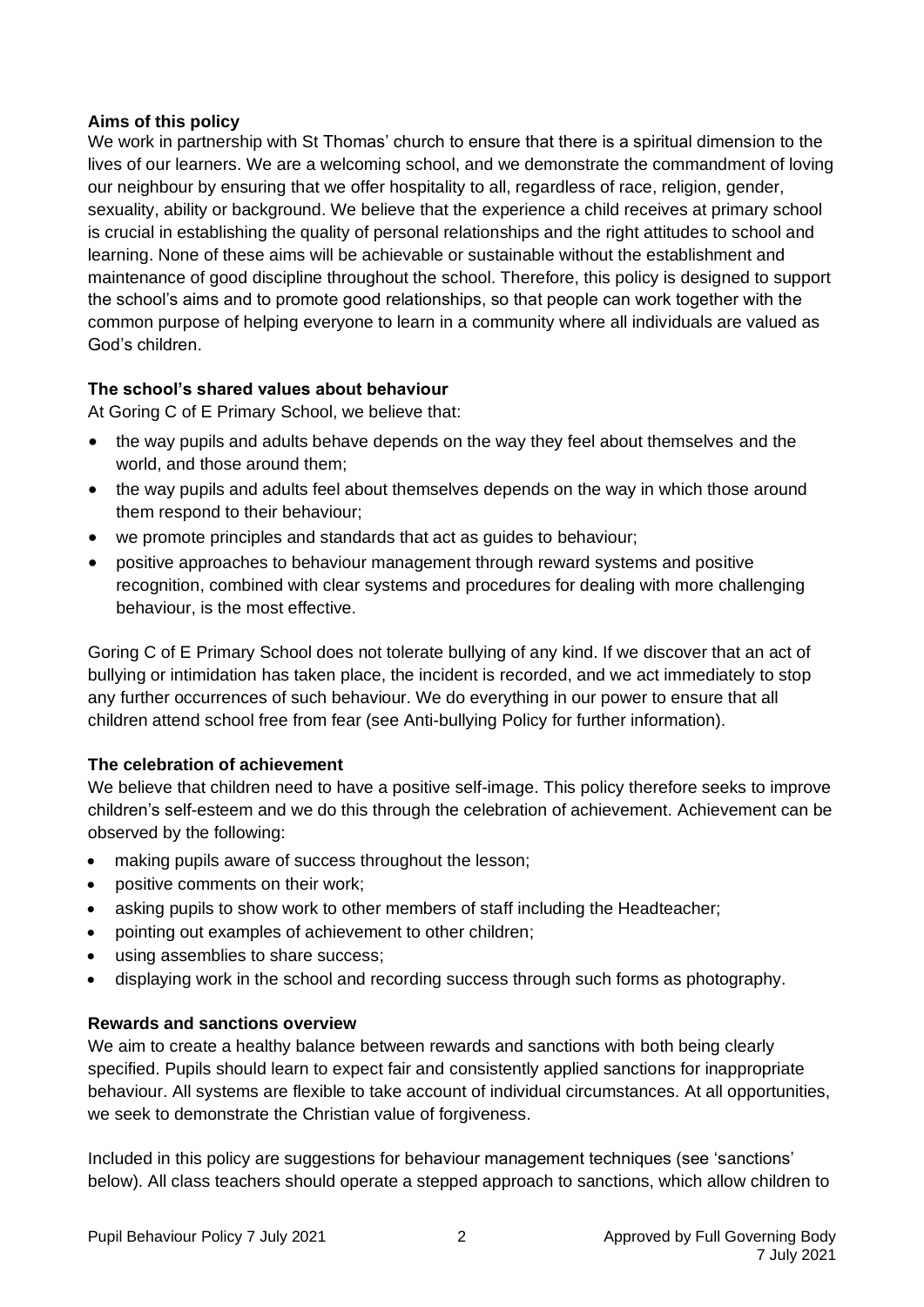**Aims of this policy**

We work in partnership with St Thomas' church to ensure that there is a spiritual dimension to the lives of our learners. We are a welcoming school, and we demonstrate the commandment of loving our neighbour by ensuring that we offer hospitality to all, regardless of race, religion, gender, sexuality, ability or background. We believe that the experience a child receives at primary school is crucial in establishing the quality of personal relationships and the right attitudes to school and learning. None of these aims will be achievable or sustainable without the establishment and maintenance of good discipline throughout the school. Therefore, this policy is designed to support the school's aims and to promote good relationships, so that people can work together with the common purpose of helping everyone to learn in a community where all individuals are valued as God's children.

**The school's shared values about behaviour**

At Goring C of E Primary School, we believe that:

- the way pupils and adults behave depends on the way they feel about themselves and the world, and those around them;
- the way pupils and adults feel about themselves depends on the way in which those around them respond to their behaviour;
- we promote principles and standards that act as guides to behaviour;
- positive approaches to behaviour management through reward systems and positive recognition, combined with clear systems and procedures for dealing with more challenging behaviour, is the most effective.

Goring C of E Primary School does not tolerate bullying of any kind. If we discover that an act of bullying or intimidation has taken place, the incident is recorded, and we act immediately to stop any further occurrences of such behaviour. We do everything in our power to ensure that all children attend school free from fear (see Anti-bullying Policy for further information).

**The celebration of achievement**

We believe that children need to have a positive self-image. This policy therefore seeks to improve children's self-esteem and we do this through the celebration of achievement. Achievement can be observed by the following:

- making pupils aware of success throughout the lesson;
- positive comments on their work;
- asking pupils to show work to other members of staff including the Headteacher;
- pointing out examples of achievement to other children;
- using assemblies to share success;
- displaying work in the school and recording success through such forms as photography.

**Rewards and sanctions overview**

We aim to create a healthy balance between rewards and sanctions with both being clearly specified. Pupils should learn to expect fair and consistently applied sanctions for inappropriate behaviour. All systems are flexible to take account of individual circumstances. At all opportunities, we seek to demonstrate the Christian value of forgiveness.

Included in this policy are suggestions for behaviour management techniques (see 'sanctions' below). All class teachers should operate a stepped approach to sanctions, which allow children to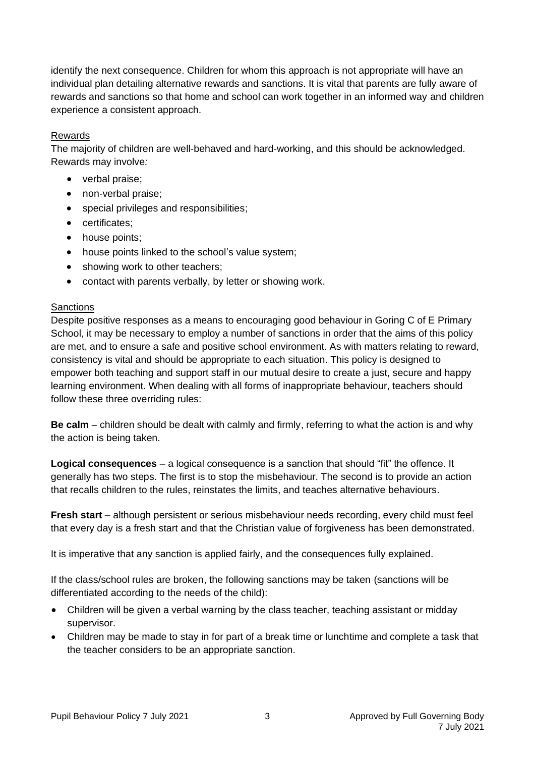identify the next consequence. Children for whom this approach is not appropriate will have an individual plan detailing alternative rewards and sanctions. It is vital that parents are fully aware of rewards and sanctions so that home and school can work together in an informed way and children experience a consistent approach.

Rewards

The majority of children are well-behaved and hard-working, and this should be acknowledged. Rewards may involve*:*

- verbal praise;
- non-verbal praise;
- special privileges and responsibilities;
- certificates;
- house points;
- house points linked to the school's value system;
- showing work to other teachers;
- contact with parents verbally, by letter or showing work.

Sanctions

Despite positive responses as a means to encouraging good behaviour in Goring C of E Primary School, it may be necessary to employ a number of sanctions in order that the aims of this policy are met, and to ensure a safe and positive school environment. As with matters relating to reward, consistency is vital and should be appropriate to each situation. This policy is designed to empower both teaching and support staff in our mutual desire to create a just, secure and happy learning environment. When dealing with all forms of inappropriate behaviour, teachers should follow these three overriding rules:

**Be calm** – children should be dealt with calmly and firmly, referring to what the action is and why the action is being taken.

**Logical consequences** – a logical consequence is a sanction that should "fit" the offence. It generally has two steps. The first is to stop the misbehaviour. The second is to provide an action that recalls children to the rules, reinstates the limits, and teaches alternative behaviours.

**Fresh start** – although persistent or serious misbehaviour needs recording, every child must feel that every day is a fresh start and that the Christian value of forgiveness has been demonstrated.

It is imperative that any sanction is applied fairly, and the consequences fully explained.

If the class/school rules are broken, the following sanctions may be taken (sanctions will be differentiated according to the needs of the child):

- Children will be given a verbal warning by the class teacher, teaching assistant or midday supervisor.
- Children may be made to stay in for part of a break time or lunchtime and complete a task that the teacher considers to be an appropriate sanction.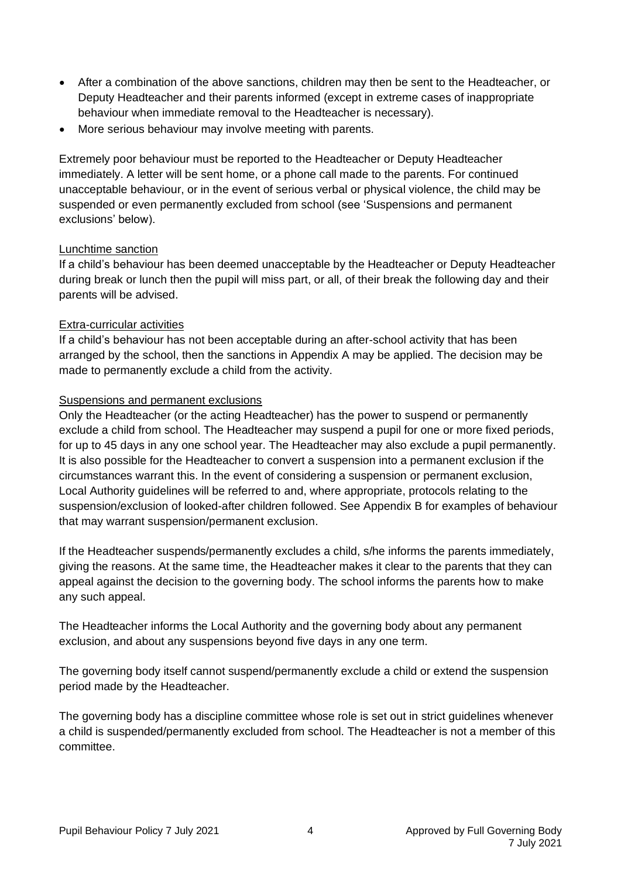- After a combination of the above sanctions, children may then be sent to the Headteacher, or Deputy Headteacher and their parents informed (except in extreme cases of inappropriate behaviour when immediate removal to the Headteacher is necessary).
- More serious behaviour may involve meeting with parents.

Extremely poor behaviour must be reported to the Headteacher or Deputy Headteacher immediately. A letter will be sent home, or a phone call made to the parents. For continued unacceptable behaviour, or in the event of serious verbal or physical violence, the child may be suspended or even permanently excluded from school (see 'Suspensions and permanent exclusions' below).

<u>Lunchtime sanction</u>

If a child's behaviour has been deemed unacceptable by the Headteacher or Deputy Headteacher during break or lunch then the pupil will miss part, or all, of their break the following day and their parents will be advised.

<u>Extra-curricular activities</u>

If a child's behaviour has not been acceptable during an after-school activity that has been arranged by the school, then the sanctions in Appendix A may be applied. The decision may be made to permanently exclude a child from the activity.

<u>Suspensions and permanent exclusions</u>

Only the Headteacher (or the acting Headteacher) has the power to suspend or permanently exclude a child from school. The Headteacher may suspend a pupil for one or more fixed periods, for up to 45 days in any one school year. The Headteacher may also exclude a pupil permanently. It is also possible for the Headteacher to convert a suspension into a permanent exclusion if the circumstances warrant this. In the event of considering a suspension or permanent exclusion, Local Authority guidelines will be referred to and, where appropriate, protocols relating to the suspension/exclusion of looked-after children followed. See Appendix B for examples of behaviour that may warrant suspension/permanent exclusion.

If the Headteacher suspends/permanently excludes a child, s/he informs the parents immediately, giving the reasons. At the same time, the Headteacher makes it clear to the parents that they can appeal against the decision to the governing body. The school informs the parents how to make any such appeal.

The Headteacher informs the Local Authority and the governing body about any permanent exclusion, and about any suspensions beyond five days in any one term.

The governing body itself cannot suspend/permanently exclude a child or extend the suspension period made by the Headteacher.

The governing body has a discipline committee whose role is set out in strict guidelines whenever a child is suspended/permanently excluded from school. The Headteacher is not a member of this committee.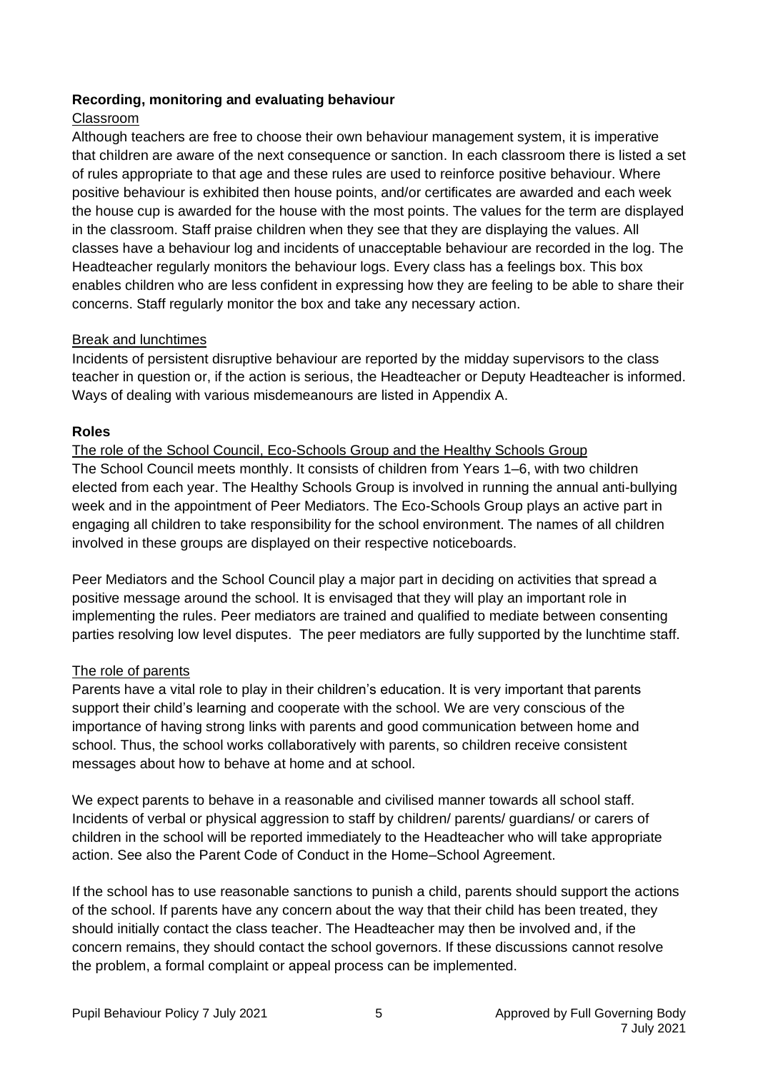## Recording, monitoring and evaluating behaviour

Classroom

Although teachers are free to choose their own behaviour management system, it is imperative that children are aware of the next consequence or sanction. In each classroom there is listed a set of rules appropriate to that age and these rules are used to reinforce positive behaviour. Where positive behaviour is exhibited then house points, and/or certificates are awarded and each week the house cup is awarded for the house with the most points. The values for the term are displayed in the classroom. Staff praise children when they see that they are displaying the values. All classes have a behaviour log and incidents of unacceptable behaviour are recorded in the log. The Headteacher regularly monitors the behaviour logs. Every class has a feelings box. This box enables children who are less confident in expressing how they are feeling to be able to share their concerns. Staff regularly monitor the box and take any necessary action.

Break and lunchtimes

Incidents of persistent disruptive behaviour are reported by the midday supervisors to the class teacher in question or, if the action is serious, the Headteacher or Deputy Headteacher is informed. Ways of dealing with various misdemeanours are listed in Appendix A.

## Roles

The role of the School Council, Eco-Schools Group and the Healthy Schools Group

The School Council meets monthly. It consists of children from Years 1–6, with two children elected from each year. The Healthy Schools Group is involved in running the annual anti-bullying week and in the appointment of Peer Mediators. The Eco-Schools Group plays an active part in engaging all children to take responsibility for the school environment. The names of all children involved in these groups are displayed on their respective noticeboards.

Peer Mediators and the School Council play a major part in deciding on activities that spread a positive message around the school. It is envisaged that they will play an important role in implementing the rules. Peer mediators are trained and qualified to mediate between consenting parties resolving low level disputes. The peer mediators are fully supported by the lunchtime staff.

The role of parents

Parents have a vital role to play in their children's education. It is very important that parents support their child's learning and cooperate with the school. We are very conscious of the importance of having strong links with parents and good communication between home and school. Thus, the school works collaboratively with parents, so children receive consistent messages about how to behave at home and at school.

We expect parents to behave in a reasonable and civilised manner towards all school staff. Incidents of verbal or physical aggression to staff by children/ parents/ guardians/ or carers of children in the school will be reported immediately to the Headteacher who will take appropriate action. See also the Parent Code of Conduct in the Home–School Agreement.

If the school has to use reasonable sanctions to punish a child, parents should support the actions of the school. If parents have any concern about the way that their child has been treated, they should initially contact the class teacher. The Headteacher may then be involved and, if the concern remains, they should contact the school governors. If these discussions cannot resolve the problem, a formal complaint or appeal process can be implemented.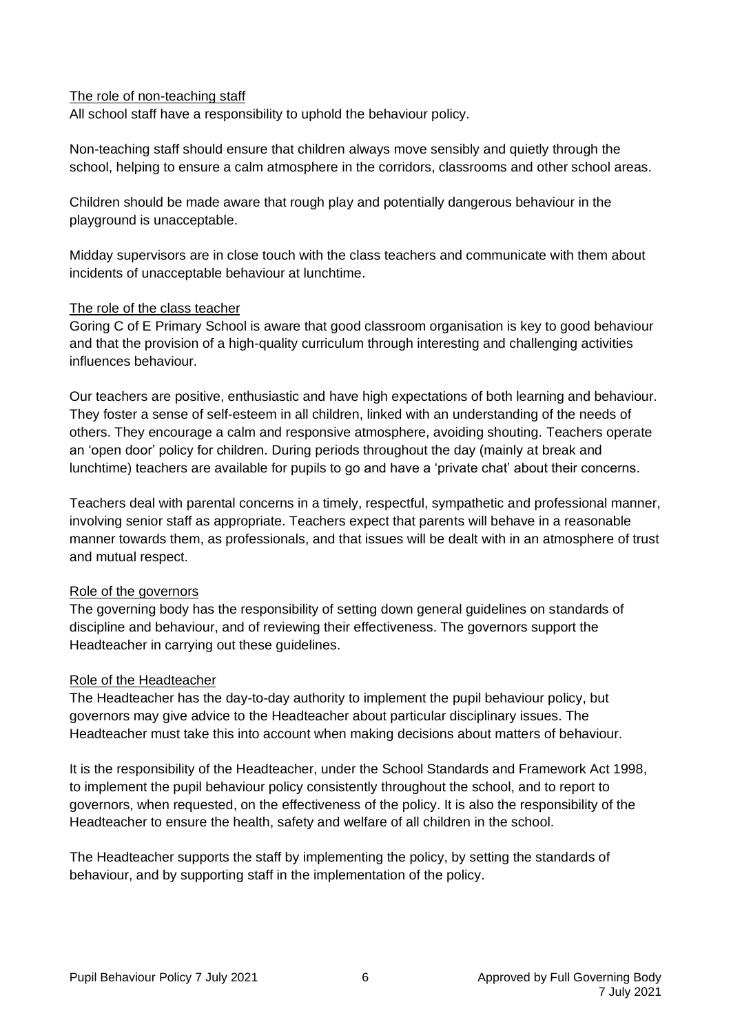### The role of non-teaching staff

All school staff have a responsibility to uphold the behaviour policy.

Non-teaching staff should ensure that children always move sensibly and quietly through the school, helping to ensure a calm atmosphere in the corridors, classrooms and other school areas.

Children should be made aware that rough play and potentially dangerous behaviour in the playground is unacceptable.

Midday supervisors are in close touch with the class teachers and communicate with them about incidents of unacceptable behaviour at lunchtime.

### The role of the class teacher

Goring C of E Primary School is aware that good classroom organisation is key to good behaviour and that the provision of a high-quality curriculum through interesting and challenging activities influences behaviour.

Our teachers are positive, enthusiastic and have high expectations of both learning and behaviour. They foster a sense of self-esteem in all children, linked with an understanding of the needs of others. They encourage a calm and responsive atmosphere, avoiding shouting. Teachers operate an 'open door' policy for children. During periods throughout the day (mainly at break and lunchtime) teachers are available for pupils to go and have a 'private chat' about their concerns.

Teachers deal with parental concerns in a timely, respectful, sympathetic and professional manner, involving senior staff as appropriate. Teachers expect that parents will behave in a reasonable manner towards them, as professionals, and that issues will be dealt with in an atmosphere of trust and mutual respect.

### Role of the governors

The governing body has the responsibility of setting down general guidelines on standards of discipline and behaviour, and of reviewing their effectiveness. The governors support the Headteacher in carrying out these guidelines.

### Role of the Headteacher

The Headteacher has the day-to-day authority to implement the pupil behaviour policy, but governors may give advice to the Headteacher about particular disciplinary issues. The Headteacher must take this into account when making decisions about matters of behaviour.

It is the responsibility of the Headteacher, under the School Standards and Framework Act 1998, to implement the pupil behaviour policy consistently throughout the school, and to report to governors, when requested, on the effectiveness of the policy. It is also the responsibility of the Headteacher to ensure the health, safety and welfare of all children in the school.

The Headteacher supports the staff by implementing the policy, by setting the standards of behaviour, and by supporting staff in the implementation of the policy.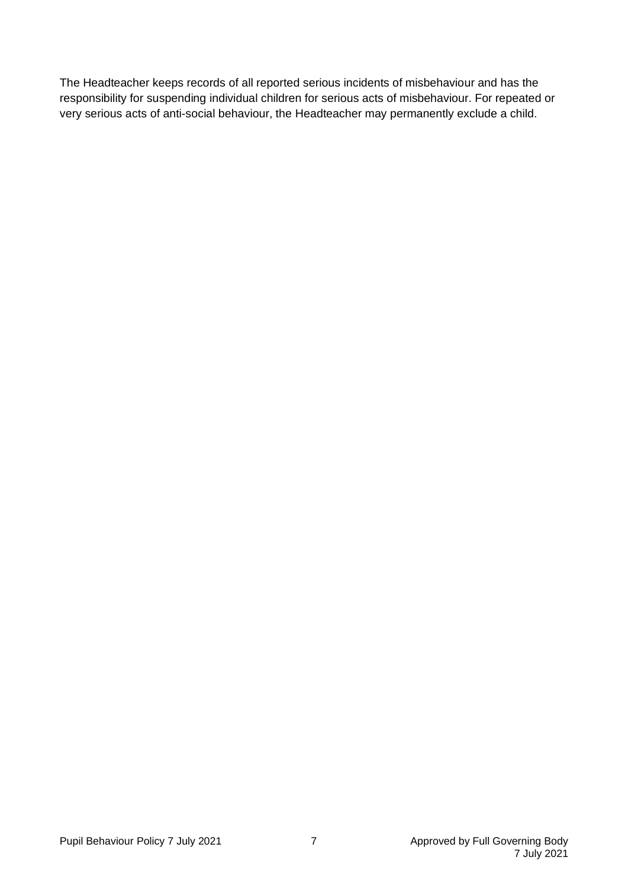The Headteacher keeps records of all reported serious incidents of misbehaviour and has the responsibility for suspending individual children for serious acts of misbehaviour. For repeated or very serious acts of anti-social behaviour, the Headteacher may permanently exclude a child.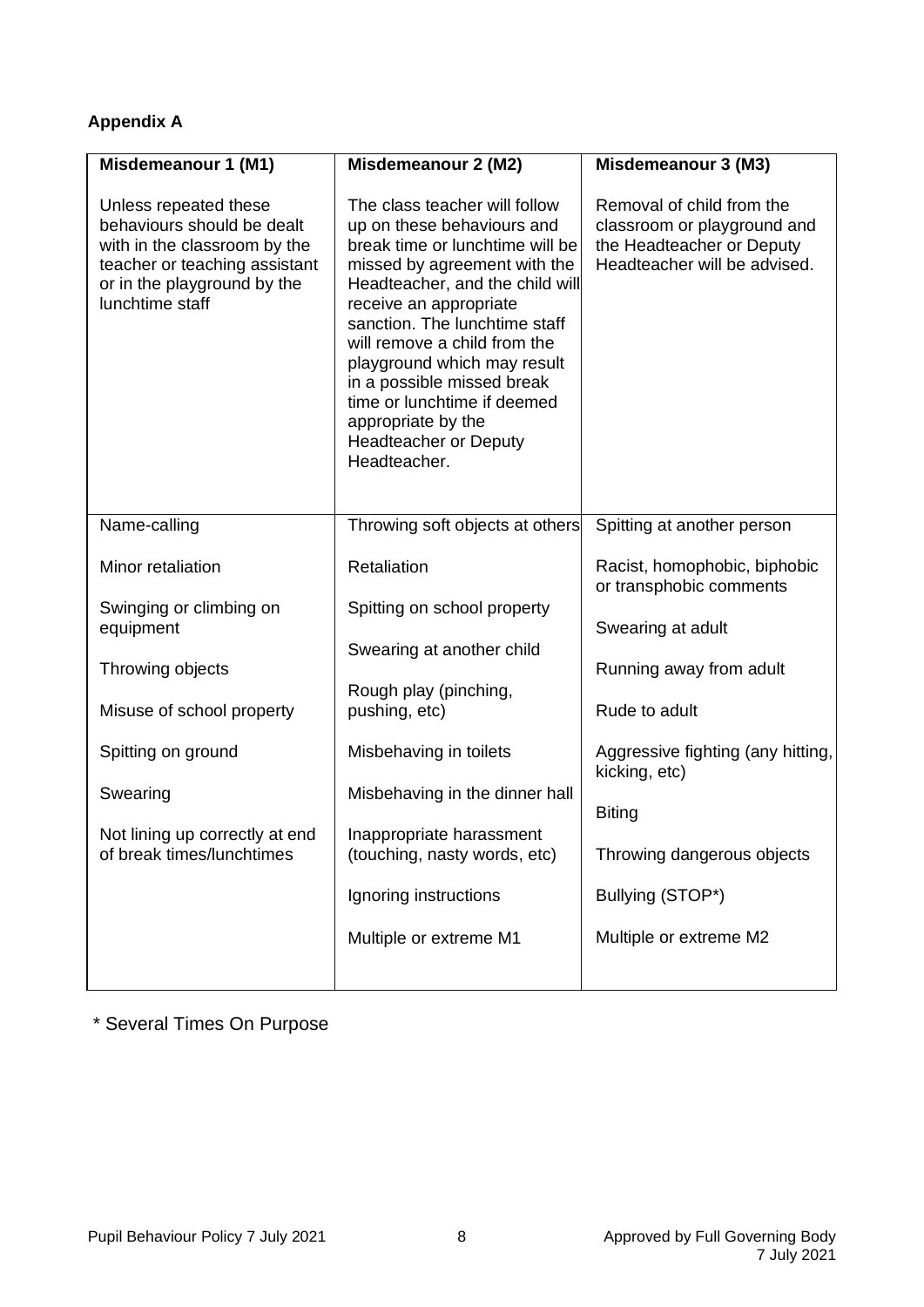## Appendix A

| Misdemeanour 1 (M1) | Misdemeanour 2 (M2) | Misdemeanour 3 (M3) |
|---|---|---|
| Unless repeated these behaviours should be dealt with in the classroom by the teacher or teaching assistant or in the playground by the lunchtime staff | The class teacher will follow up on these behaviours and break time or lunchtime will be missed by agreement with the Headteacher, and the child will receive an appropriate sanction. The lunchtime staff will remove a child from the playground which may result in a possible missed break time or lunchtime if deemed appropriate by the Headteacher or Deputy Headteacher. | Removal of child from the classroom or playground and the Headteacher or Deputy Headteacher will be advised. |
| Name-calling | Throwing soft objects at others | Spitting at another person |
| Minor retaliation | Retaliation | Racist, homophobic, biphobic or transphobic comments |
| Swinging or climbing on equipment | Spitting on school property | Swearing at adult |
| Throwing objects | Swearing at another child | Running away from adult |
| Misuse of school property | Rough play (pinching, pushing, etc) | Rude to adult |
| Spitting on ground | Misbehaving in toilets | Aggressive fighting (any hitting, kicking, etc) |
| Swearing | Misbehaving in the dinner hall | Biting |
| Not lining up correctly at end of break times/lunchtimes | Inappropriate harassment (touching, nasty words, etc) | Throwing dangerous objects |
| | Ignoring instructions | Bullying (STOP*) |
| | Multiple or extreme M1 | Multiple or extreme M2 |

\* Several Times On Purpose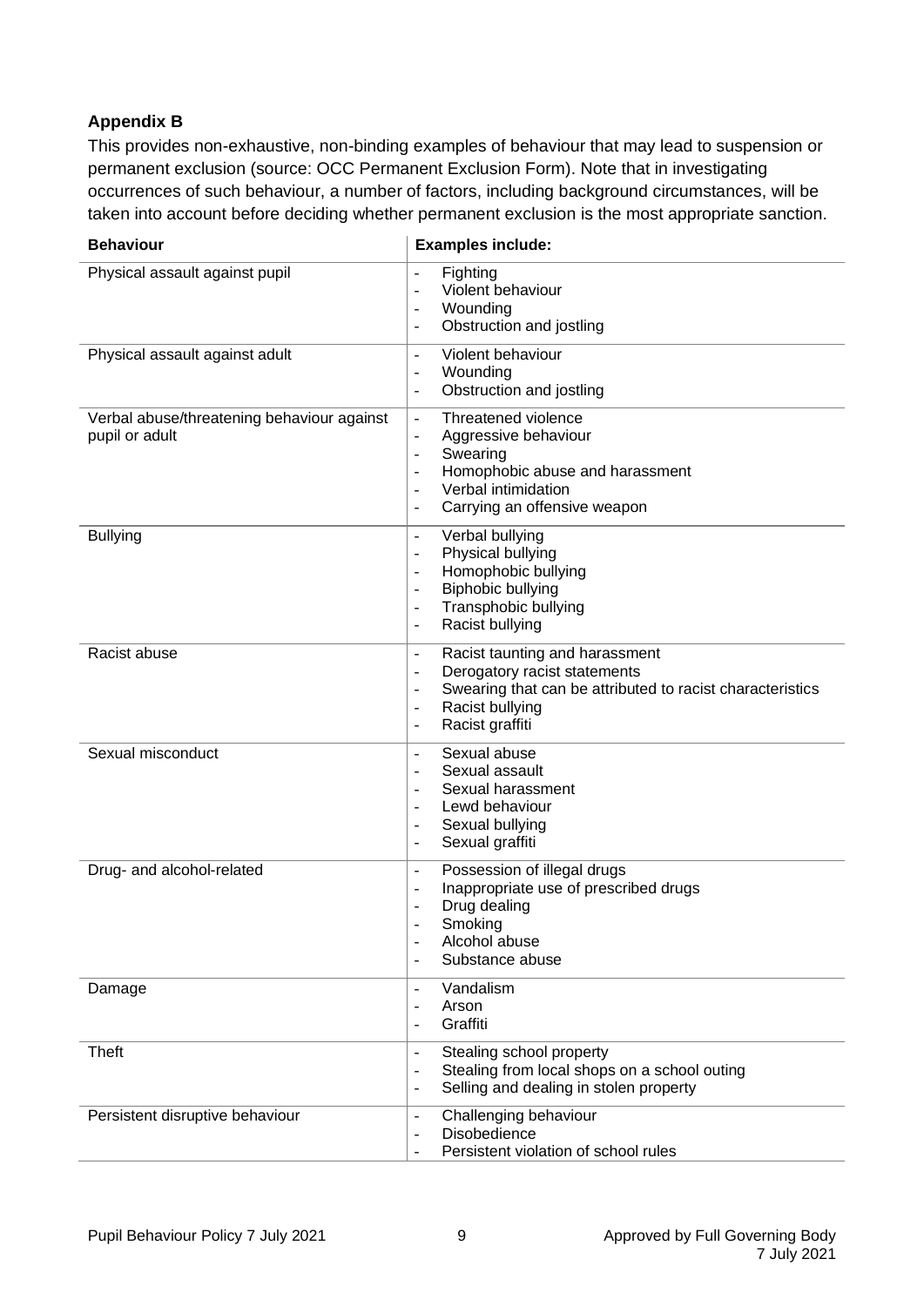**Appendix B**

This provides non-exhaustive, non-binding examples of behaviour that may lead to suspension or permanent exclusion (source: OCC Permanent Exclusion Form). Note that in investigating occurrences of such behaviour, a number of factors, including background circumstances, will be taken into account before deciding whether permanent exclusion is the most appropriate sanction.

| Behaviour | Examples include: |
|---|---|
| Physical assault against pupil | - Fighting<br>- Violent behaviour<br>- Wounding<br>- Obstruction and jostling |
| Physical assault against adult | - Violent behaviour<br>- Wounding<br>- Obstruction and jostling |
| Verbal abuse/threatening behaviour against pupil or adult | - Threatened violence<br>- Aggressive behaviour<br>- Swearing<br>- Homophobic abuse and harassment<br>- Verbal intimidation<br>- Carrying an offensive weapon |
| Bullying | - Verbal bullying<br>- Physical bullying<br>- Homophobic bullying<br>- Biphobic bullying<br>- Transphobic bullying<br>- Racist bullying |
| Racist abuse | - Racist taunting and harassment<br>- Derogatory racist statements<br>- Swearing that can be attributed to racist characteristics<br>- Racist bullying<br>- Racist graffiti |
| Sexual misconduct | - Sexual abuse<br>- Sexual assault<br>- Sexual harassment<br>- Lewd behaviour<br>- Sexual bullying<br>- Sexual graffiti |
| Drug- and alcohol-related | - Possession of illegal drugs<br>- Inappropriate use of prescribed drugs<br>- Drug dealing<br>- Smoking<br>- Alcohol abuse<br>- Substance abuse |
| Damage | - Vandalism<br>- Arson<br>- Graffiti |
| Theft | - Stealing school property<br>- Stealing from local shops on a school outing<br>- Selling and dealing in stolen property |
| Persistent disruptive behaviour | - Challenging behaviour<br>- Disobedience<br>- Persistent violation of school rules |